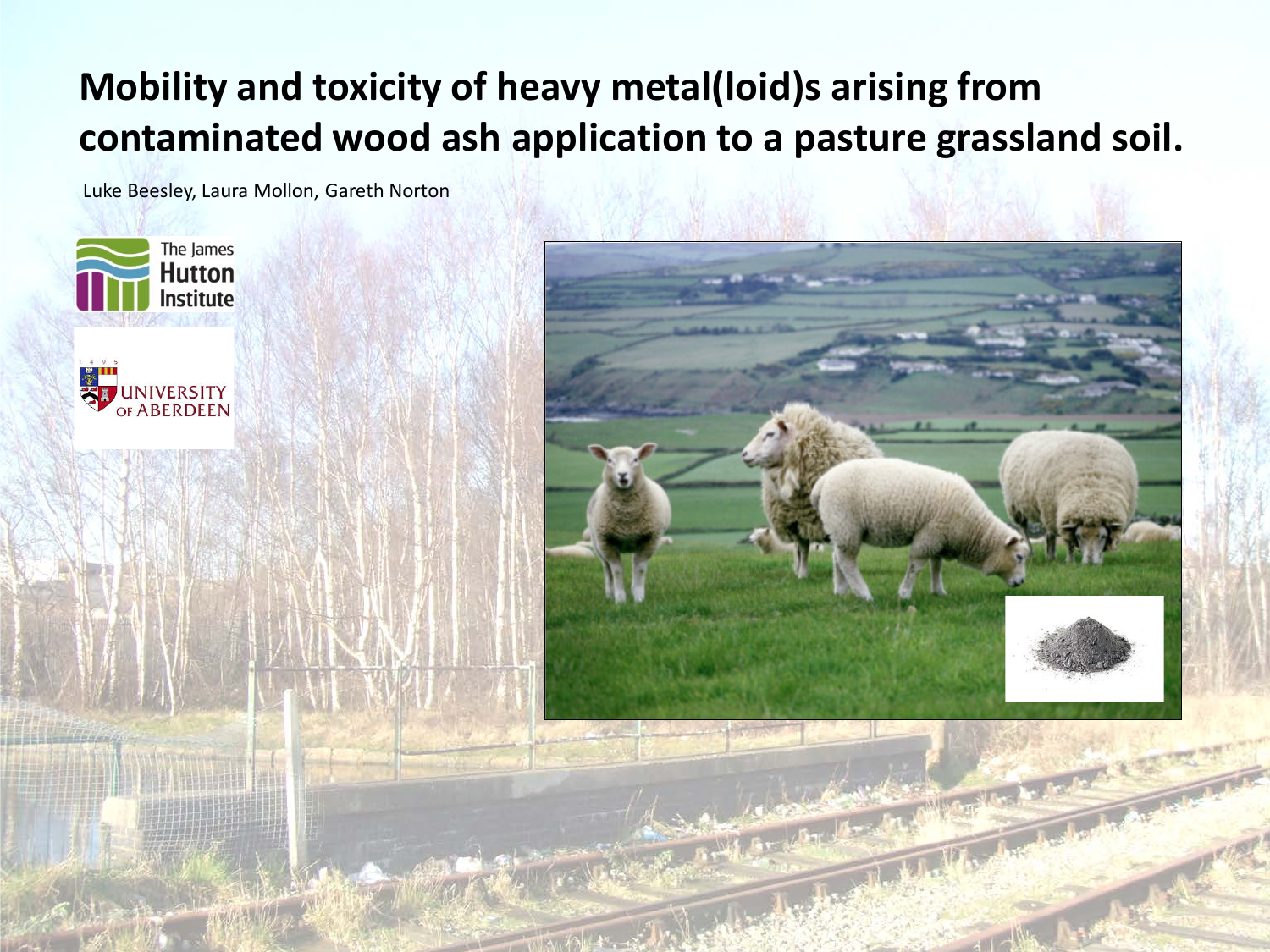# Mobility and toxicity of heavy metal(loid)s arising from contaminated wood ash application to a pasture grassland soil.

Luke Beesley, Laura Mollon, Gareth Norton

The James Hutton Institute

University of Aberdeen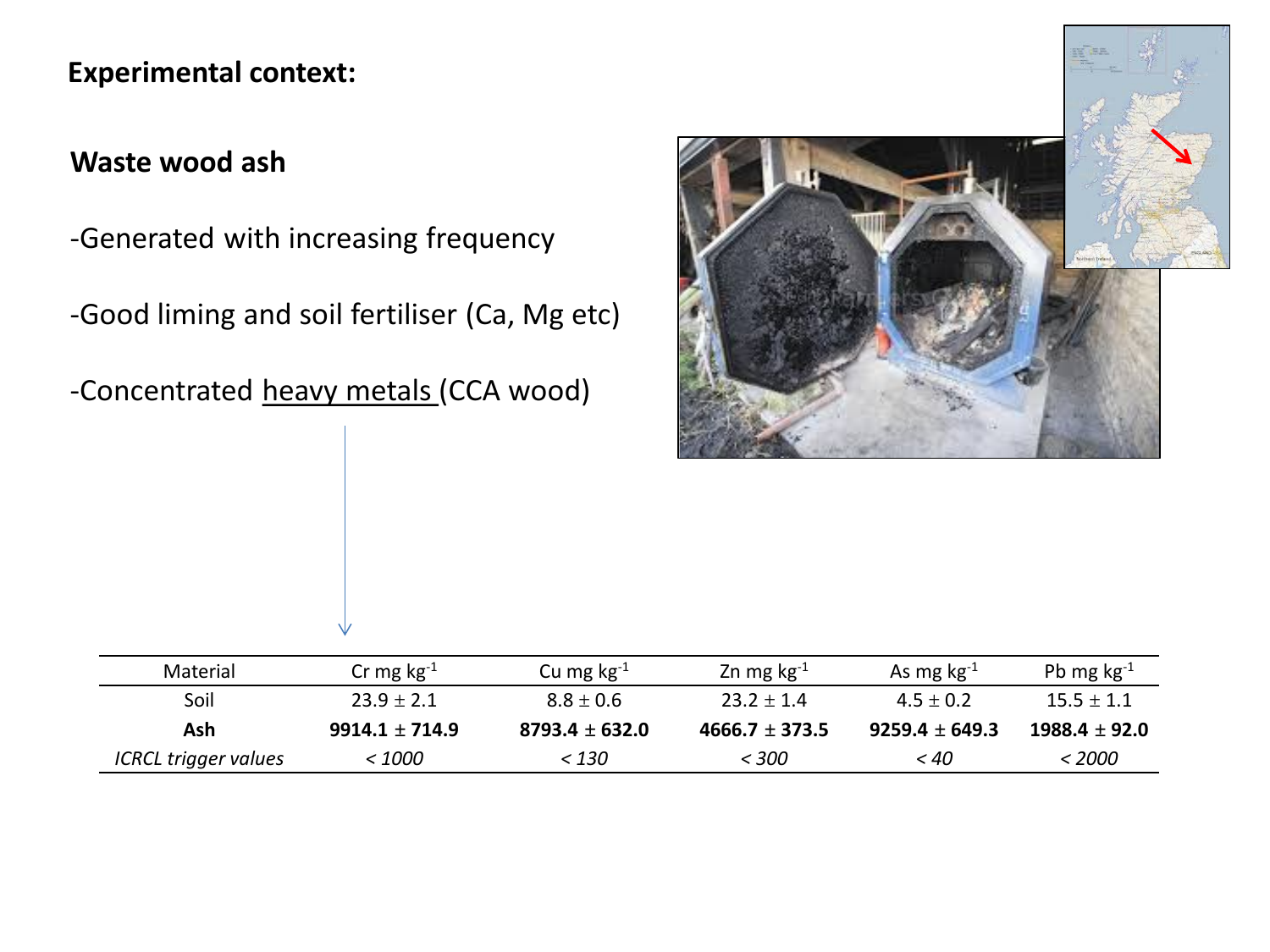**Experimental context:**

## Waste wood ash

- Generated with increasing frequency
- Good liming and soil fertiliser (Ca, Mg etc)
- Concentrated <u>heavy metals</u> (CCA wood)

| Material | Cr mg kg$^{-1}$ | Cu mg kg$^{-1}$ | Zn mg kg$^{-1}$ | As mg kg$^{-1}$ | Pb mg kg$^{-1}$ |
|---|---|---|---|---|---|
| Soil | 23.9 $\pm$ 2.1 | 8.8 $\pm$ 0.6 | 23.2 $\pm$ 1.4 | 4.5 $\pm$ 0.2 | 15.5 $\pm$ 1.1 |
| **Ash** | **9914.1 $\pm$ 714.9** | **8793.4 $\pm$ 632.0** | **4666.7 $\pm$ 373.5** | **9259.4 $\pm$ 649.3** | **1988.4 $\pm$ 92.0** |
| *ICRCL trigger values* | *< 1000* | *< 130* | *< 300* | *< 40* | *< 2000* |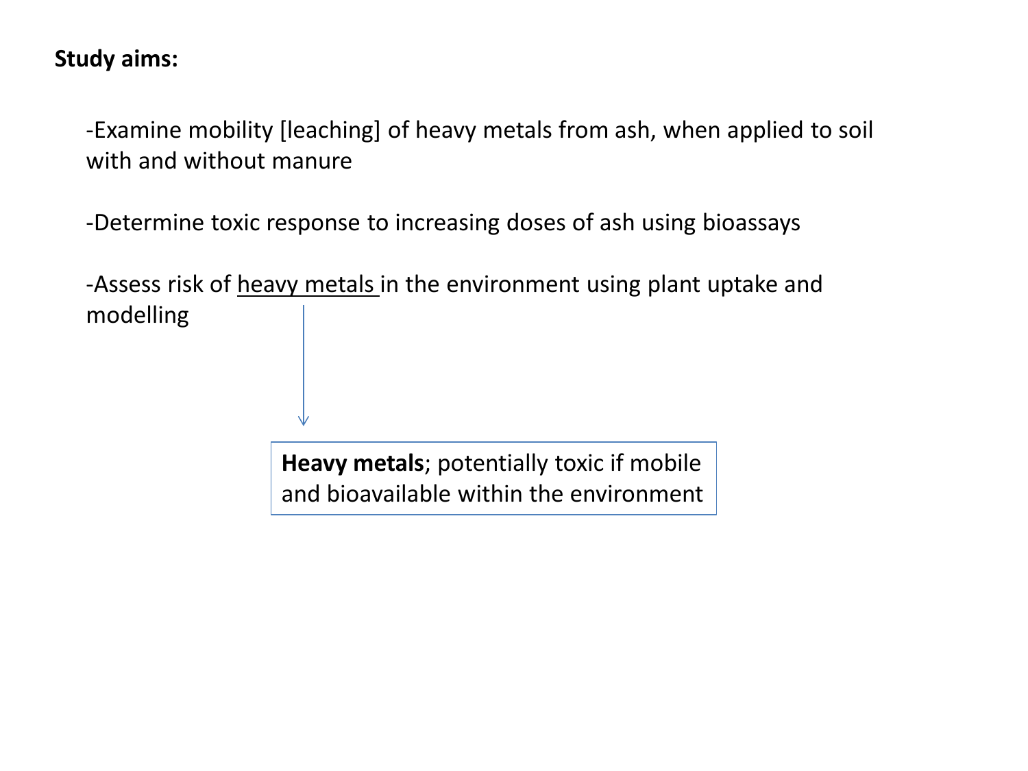**Study aims:**

-Examine mobility [leaching] of heavy metals from ash, when applied to soil with and without manure

-Determine toxic response to increasing doses of ash using bioassays

-Assess risk of heavy metals in the environment using plant uptake and modelling

**Heavy metals**; potentially toxic if mobile and bioavailable within the environment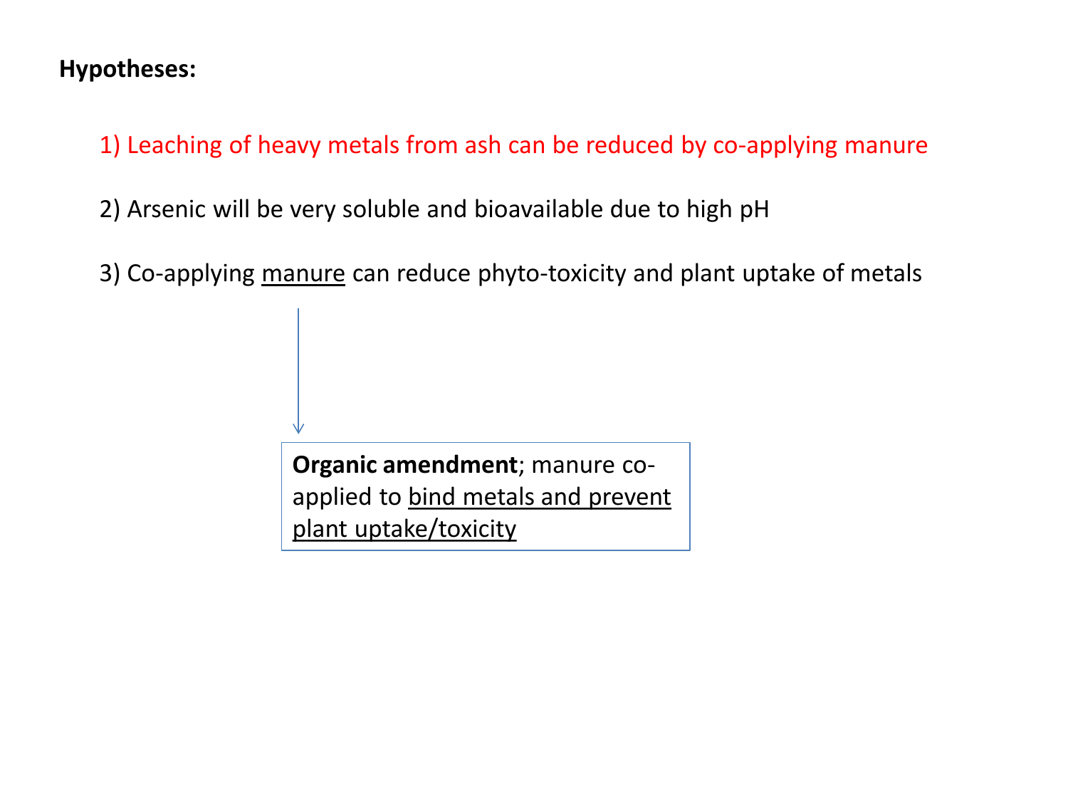**Hypotheses:**

1) Leaching of heavy metals from ash can be reduced by co-applying manure

2) Arsenic will be very soluble and bioavailable due to high pH

3) Co-applying manure can reduce phyto-toxicity and plant uptake of metals

**Organic amendment**; manure co-applied to bind metals and prevent plant uptake/toxicity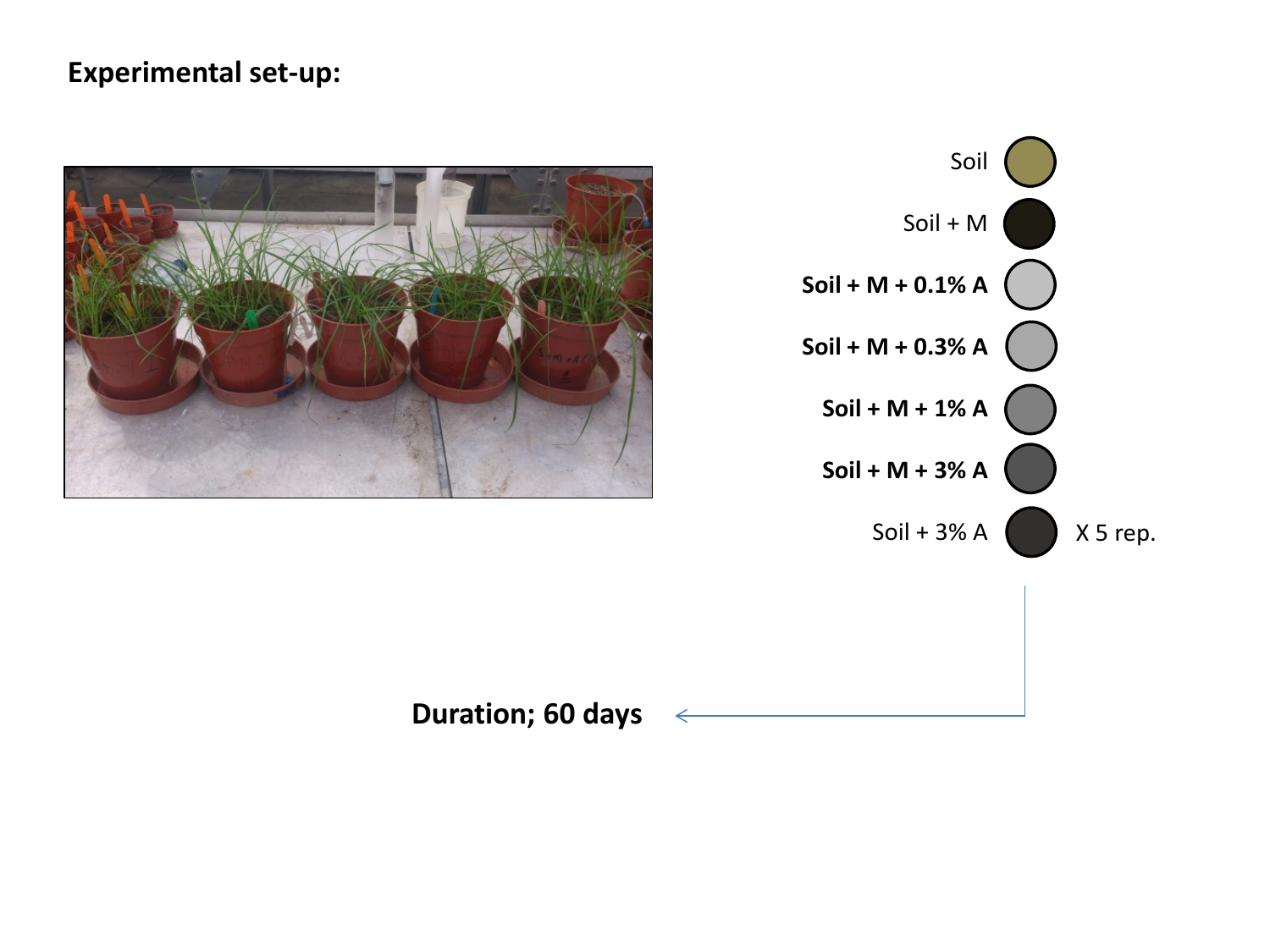**Experimental set-up:**

Soil

Soil + M

**Soil + M + 0.1% A**

**Soil + M + 0.3% A**

**Soil + M + 1% A**

**Soil + M + 3% A**

Soil + 3% A

X 5 rep.

**Duration; 60 days**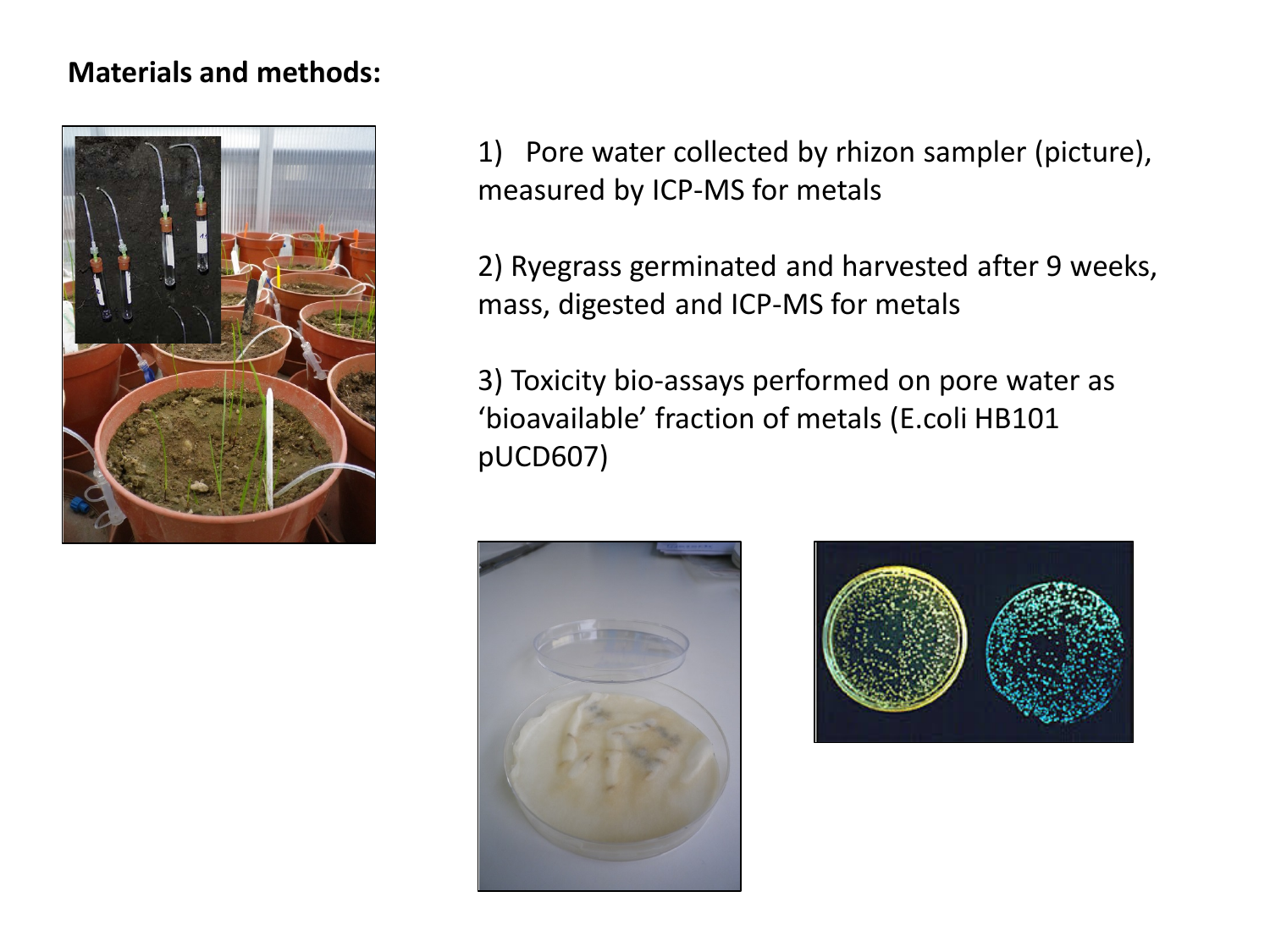**Materials and methods:**

1) Pore water collected by rhizon sampler (picture), measured by ICP-MS for metals

2) Ryegrass germinated and harvested after 9 weeks, mass, digested and ICP-MS for metals

3) Toxicity bio-assays performed on pore water as 'bioavailable' fraction of metals (E.coli HB101 pUCD607)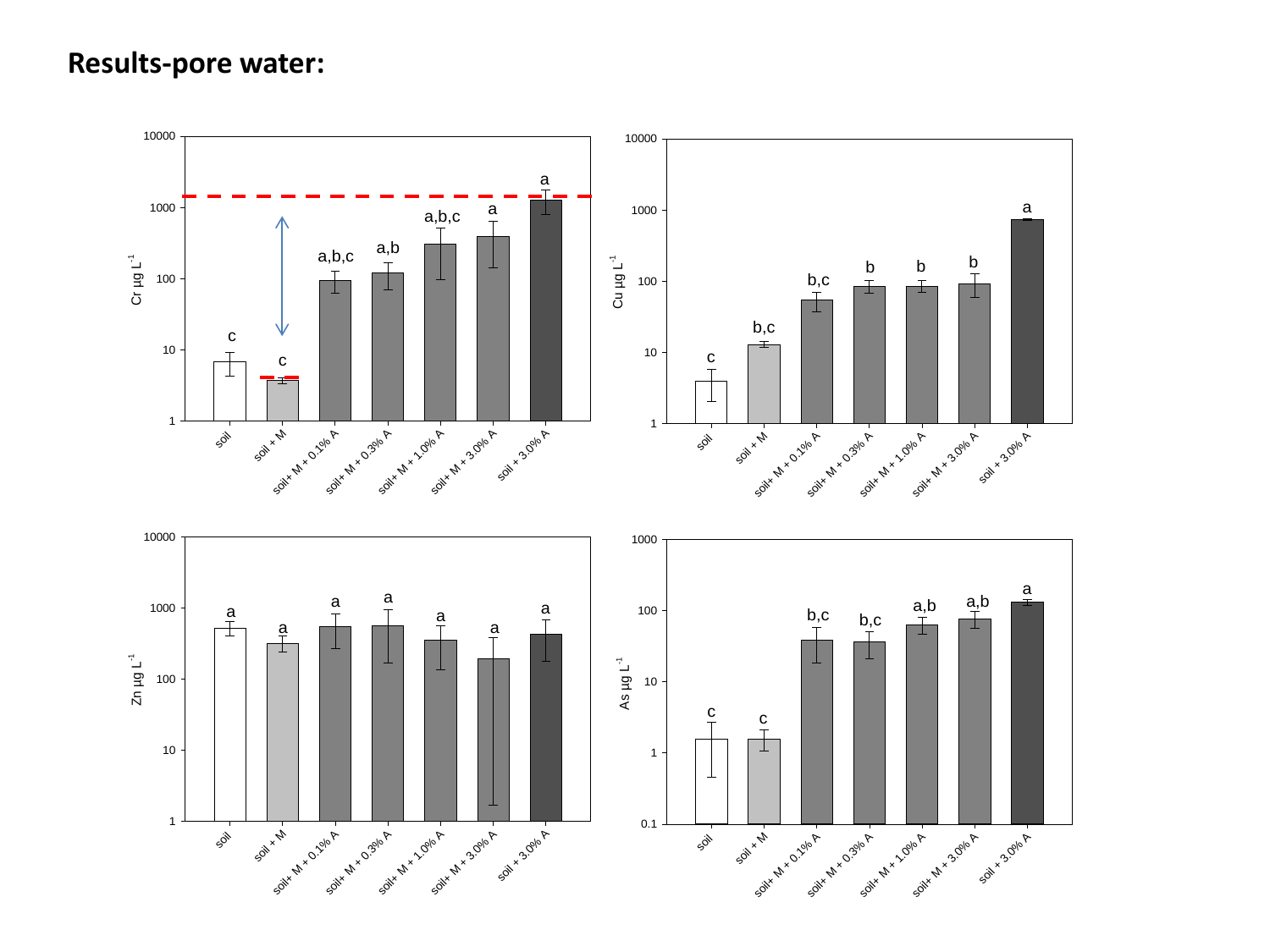# Results-pore water: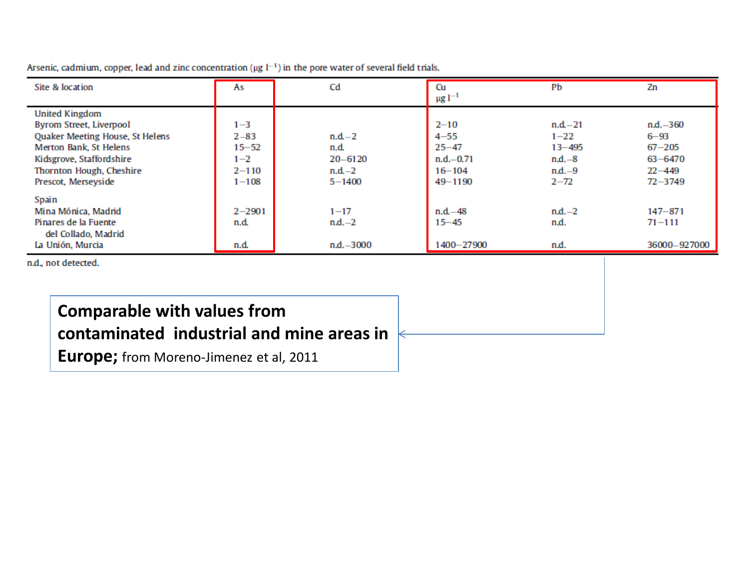Arsenic, cadmium, copper, lead and zinc concentration (μg $l^{-1}$) in the pore water of several field trials.

| Site & location | As | Cd | Cu μg $l^{-1}$ | Pb | Zn |
|---|---|---|---|---|---|
| United Kingdom | | | | | |
| Byrom Street, Liverpool | 1–3 | | 2–10 | n.d.–21 | n.d.–360 |
| Quaker Meeting House, St Helens | 2–83 | n.d.–2 | 4–55 | 1–22 | 6–93 |
| Merton Bank, St Helens | 15–52 | n.d. | 25–47 | 13–495 | 67–205 |
| Kidsgrove, Staffordshire | 1–2 | 20–6120 | n.d.–0.71 | n.d.–8 | 63–6470 |
| Thornton Hough, Cheshire | 2–110 | n.d.–2 | 16–104 | n.d.–9 | 22–449 |
| Prescot, Merseyside | 1–108 | 5–1400 | 49–1190 | 2–72 | 72–3749 |
| Spain | | | | | |
| Mina Mónica, Madrid | 2–2901 | 1–17 | n.d.–48 | n.d.–2 | 147–871 |
| Pinares de la Fuente del Collado, Madrid | n.d. | n.d.–2 | 15–45 | n.d. | 71–111 |
| La Unión, Murcia | n.d. | n.d.–3000 | 1400–27900 | n.d. | 36000–927000 |

n.d., not detected.

**Comparable with values from contaminated industrial and mine areas in Europe;** from Moreno-Jimenez et al, 2011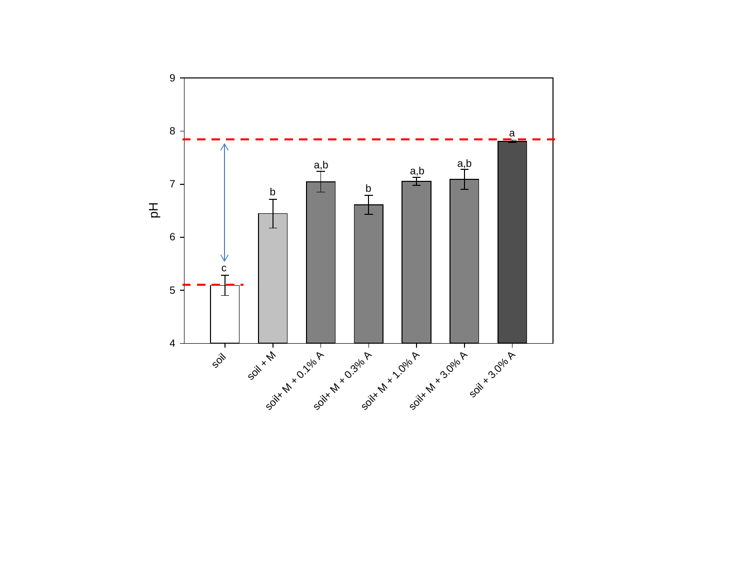pH

| | soil | soil + M | soil+ M + 0.1% A | soil+ M + 0.3% A | soil+ M + 1.0% A | soil+ M + 3.0% A | soil + 3.0% A |
|---|---|---|---|---|---|---|---|
| Significance group | c | b | a,b | b | a,b | a,b | a |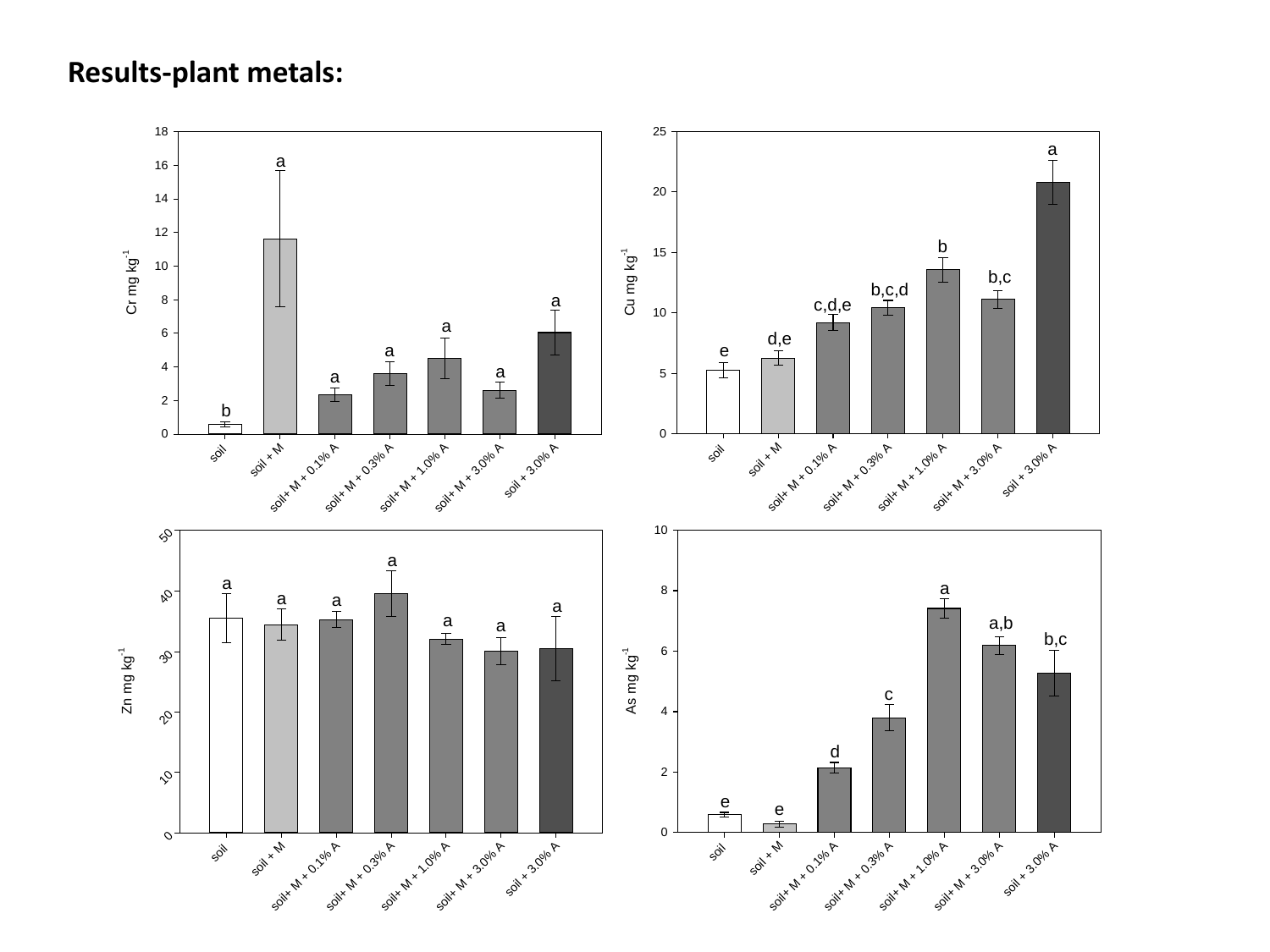# Results-plant metals: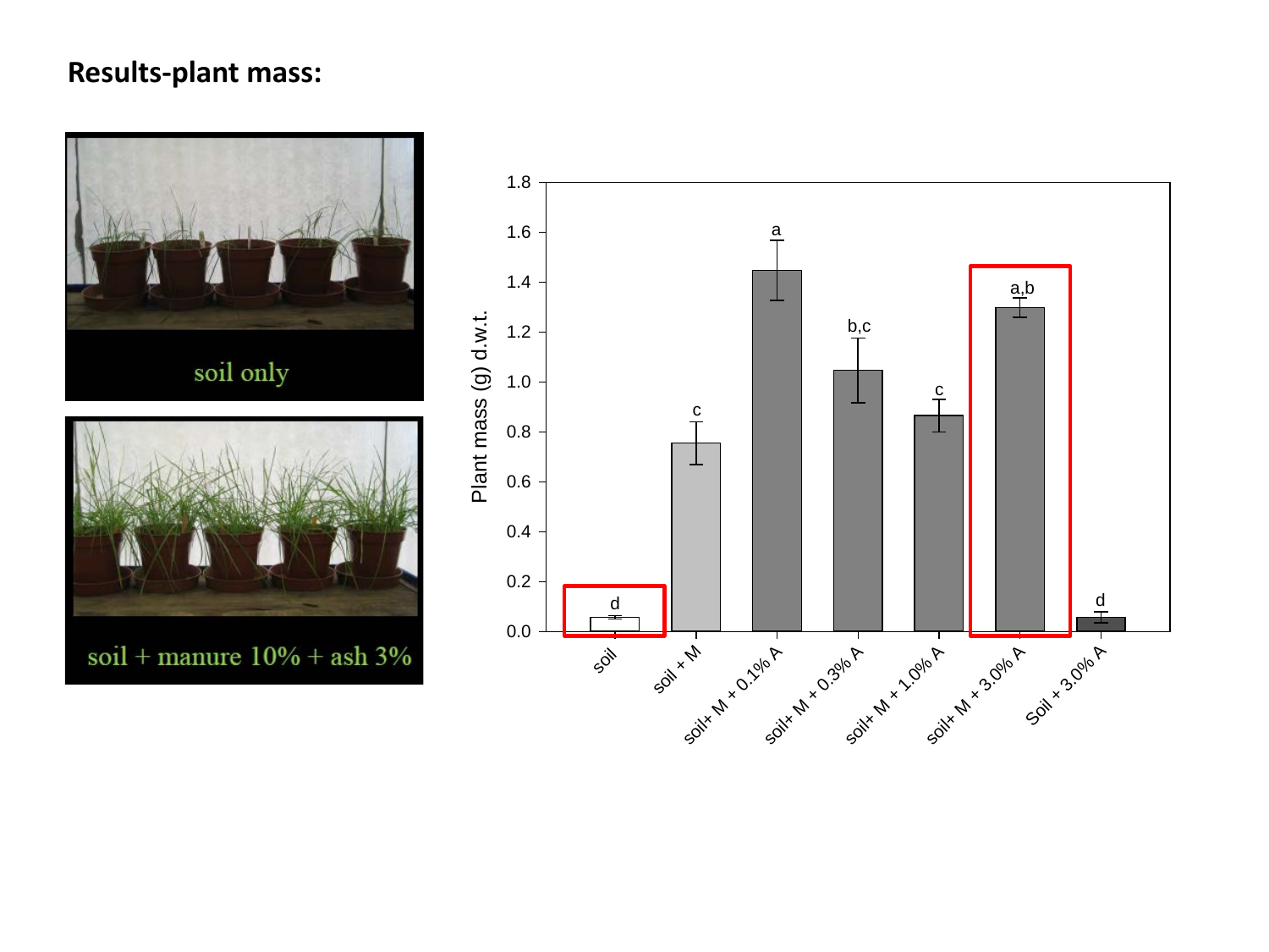## Results-plant mass:

soil only

soil + manure 10% + ash 3%

| Treatment | Plant mass (g) d.w.t. | Significance group |
| --- | --- | --- |
| soil | ~0.06 | d |
| soil + M | ~0.76 | c |
| soil+ M + 0.1% A | ~1.45 | a |
| soil+ M + 0.3% A | ~1.05 | b,c |
| soil+ M + 1.0% A | ~0.87 | c |
| soil+ M + 3.0% A | ~1.30 | a,b |
| Soil + 3.0% A | ~0.06 | d |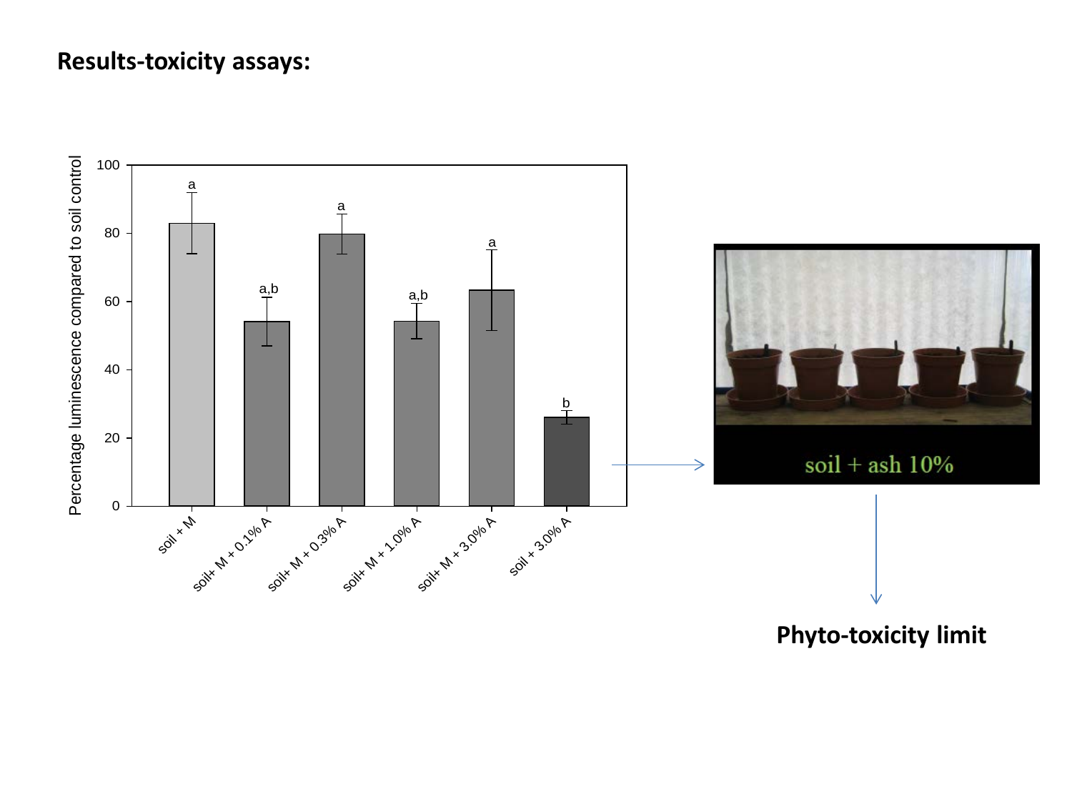## Results-toxicity assays:

| | soil + M | soil+ M + 0.1% A | soil+ M + 0.3% A | soil+ M + 1.0% A | soil+ M + 3.0% A | soil + 3.0% A |
|---|---|---|---|---|---|---|
| Percentage luminescence compared to soil control | ~83 (a) | ~54 (a,b) | ~80 (a) | ~54 (a,b) | ~63 (a) | ~26 (b) |

soil + ash 10%

**Phyto-toxicity limit**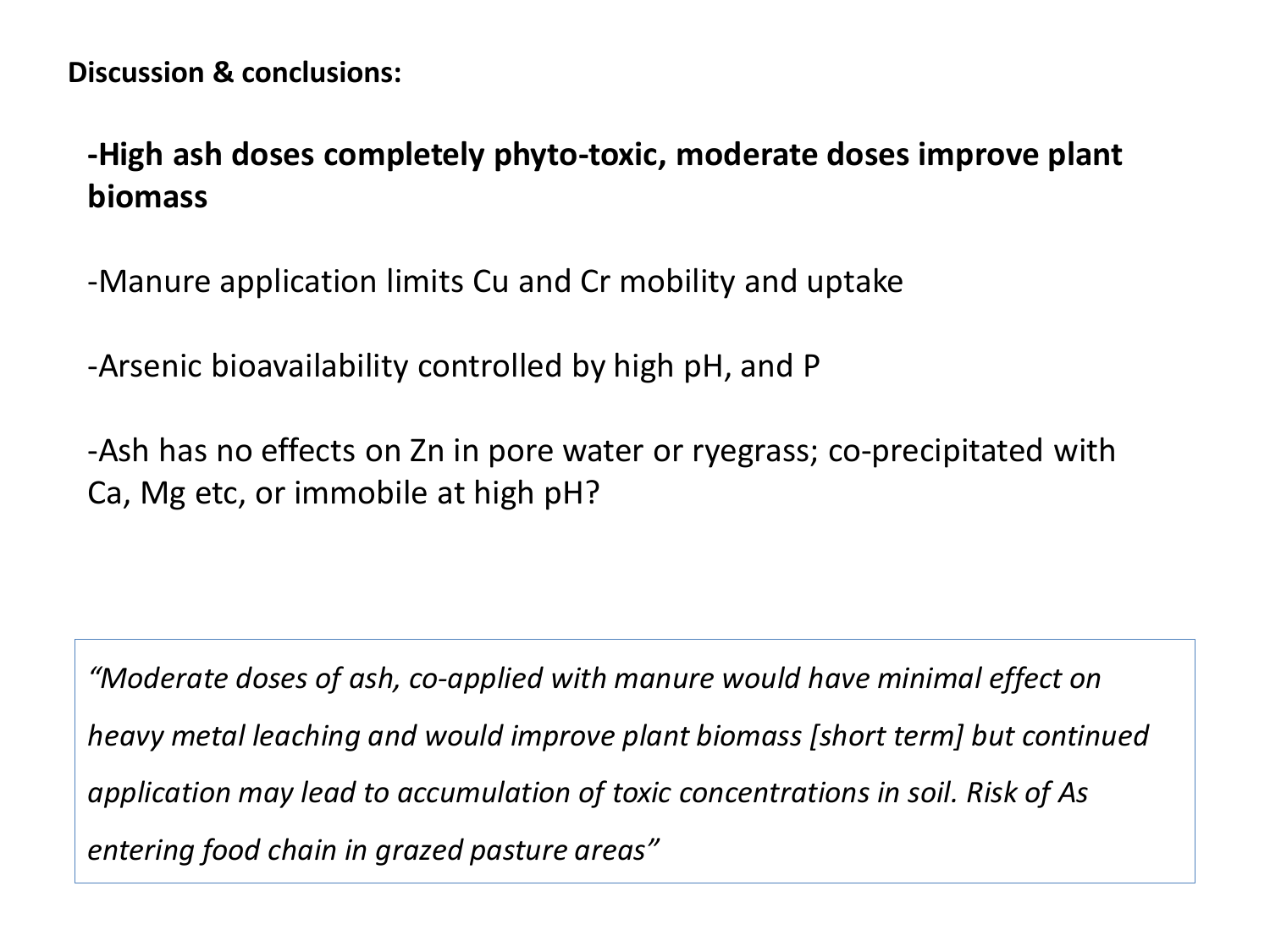**Discussion & conclusions:**

**-High ash doses completely phyto-toxic, moderate doses improve plant biomass**

-Manure application limits Cu and Cr mobility and uptake

-Arsenic bioavailability controlled by high pH, and P

-Ash has no effects on Zn in pore water or ryegrass; co-precipitated with Ca, Mg etc, or immobile at high pH?

*"Moderate doses of ash, co-applied with manure would have minimal effect on heavy metal leaching and would improve plant biomass [short term] but continued application may lead to accumulation of toxic concentrations in soil. Risk of As entering food chain in grazed pasture areas"*